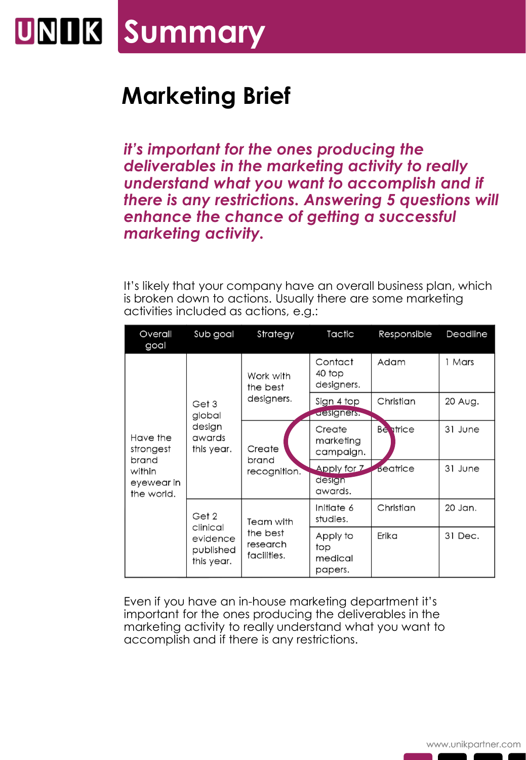# Summary

## Marketing Brief

***it's important for the ones producing the deliverables in the marketing activity to really understand what you want to accomplish and if there is any restrictions. Answering 5 questions will enhance the chance of getting a successful marketing activity.***

It's likely that your company have an overall business plan, which is broken down to actions. Usually there are some marketing activities included as actions, e.g.:

| Overall goal | Sub goal | Strategy | Tactic | Responsible | Deadline |
|---|---|---|---|---|---|
| Have the strongest brand within eyewear in the world. | Get 3 global design awards this year. | Work with the best designers. | Contact 40 top designers. | Adam | 1 Mars |
| | | | Sign 4 top designers. | Christian | 20 Aug. |
| | | Create brand recognition. | Create marketing campaign. | Beatrice | 31 June |
| | | | Apply for 7 design awards. | Beatrice | 31 June |
| | Get 2 clinical evidence published this year. | Team with the best research facilities. | Initiate 6 studies. | Christian | 20 Jan. |
| | | | Apply to top medical papers. | Erika | 31 Dec. |

Even if you have an in-house marketing department it's important for the ones producing the deliverables in the marketing activity to really understand what you want to accomplish and if there is any restrictions.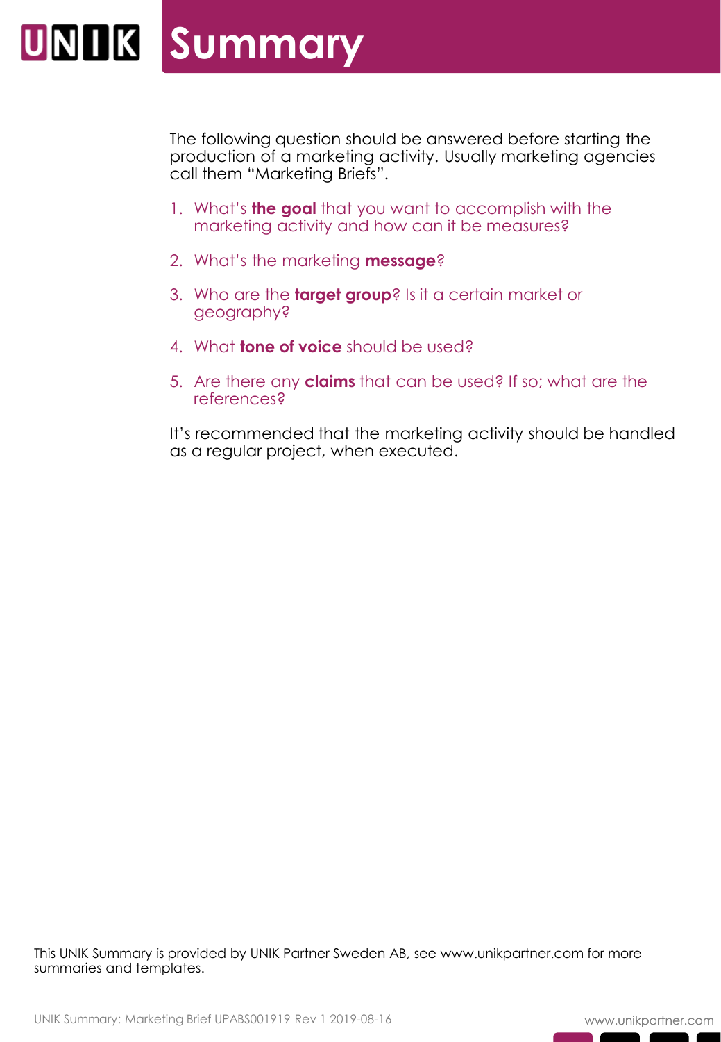# Summary

The following question should be answered before starting the production of a marketing activity. Usually marketing agencies call them "Marketing Briefs".

1. What's **the goal** that you want to accomplish with the marketing activity and how can it be measures?
2. What's the marketing **message**?
3. Who are the **target group**? Is it a certain market or geography?
4. What **tone of voice** should be used?
5. Are there any **claims** that can be used? If so; what are the references?

It's recommended that the marketing activity should be handled as a regular project, when executed.

This UNIK Summary is provided by UNIK Partner Sweden AB, see www.unikpartner.com for more summaries and templates.